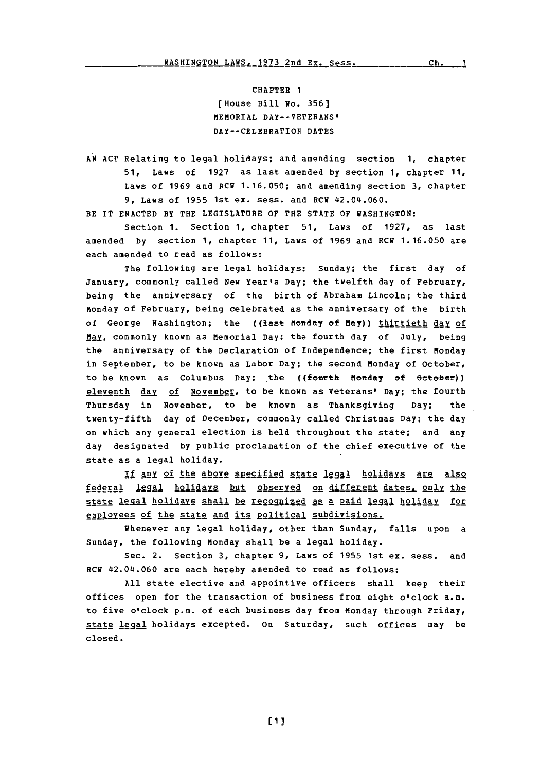# CHAPTER 1

[House Bill No. 356]

MEMORIAL DAY--VETERANS' DAY--CELEBRATION DATES

AN ACT Relating to legal holidays; and amending section 1, chapter 51, Laws of 1927 as last amended by section 1, chapter 11, Laws of 1969 and RCW 1.16.050; and amending section 3, chapter 9, Laws of 1955 1st ex. sess. and RCW 42.04.060.

BE IT ENACTED BY THE LEGISLATURE OF THE STATE OF WASHINGTON:

Section 1. Section 1, chapter 51, Laws of 1927, as last amended by section 1, chapter 11, Laws of 1969 and RCW 1.16.050 are each amended to read as follows:

The following are legal holidays: Sunday; the first day of January, commonly called New Year's Day; the twelfth day of February, being the anniversary of the birth of Abraham Lincoln; the third Monday of February, being celebrated as the anniversary of the birth of George Washington; the ((last Monday of May)) thirtieth day of May, commonly known as Memorial Day; the fourth day of July, being the anniversary of the Declaration of Independence; the first Monday in September, to be known as Labor Day; the second Monday of October, to be known as Columbus Day; the ((fourth Monday of October)) eleventh day of November, to be known as Veterans' Day; the fourth Thursday in November, to be known as Thanksgiving Day; the twenty-fifth day of December, commonly called Christmas Day; the day on which any general election is held throughout the state; and any day designated by public proclamation of the chief executive of the state as a legal holiday.

If any of the above specified state legal holidays are also federal legal holidays but observed on different dates, only the state legal holidays shall be recognized as a paid legal holiday for employees of the state and its political subdivisions.

Whenever any legal holiday, other than Sunday, falls upon a Sunday, the following Monday shall be a legal holiday.

Sec. 2. Section 3, chapter 9, Laws of 1955 1st ex. sess. and RCW 42.04.060 are each hereby amended to read as follows:

All state elective and appointive officers shall keep their offices open for the transaction of business from eight o'clock a.m. to five o'clock p.m. of each business day from Monday through Friday, state legal holidays excepted. On Saturday, such offices may be closed.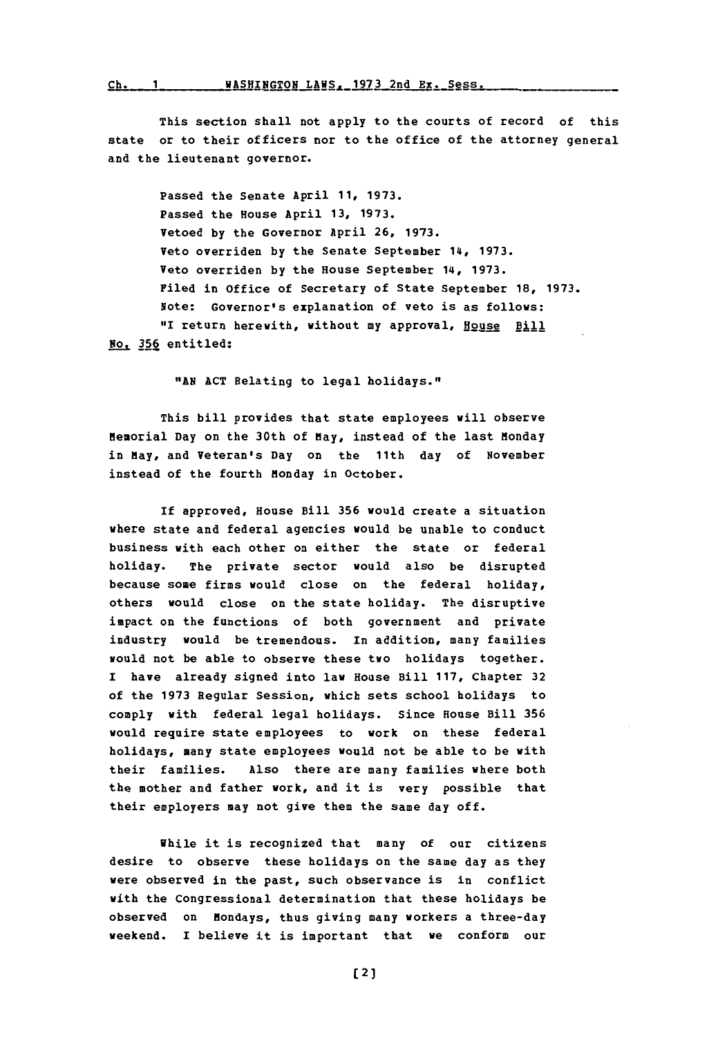This section shall not apply to the courts of record of this state or to their officers nor to the office of the attorney general and the lieutenant governor.

Passed the Senate April 11, 1973.
Passed the House April 13, 1973.
Vetoed by the Governor April 26, 1973.
Veto overriden by the Senate September 14, 1973.
Veto overriden by the House September 14, 1973.
Filed in Office of Secretary of State September 18, 1973.
Note: Governor's explanation of veto is as follows:
"I return herewith, without my approval, House Bill No. 356 entitled:

"AN ACT Relating to legal holidays."

This bill provides that state employees will observe Memorial Day on the 30th of May, instead of the last Monday in May, and Veteran's Day on the 11th day of November instead of the fourth Monday in October.

If approved, House Bill 356 would create a situation where state and federal agencies would be unable to conduct business with each other on either the state or federal holiday. The private sector would also be disrupted because some firms would close on the federal holiday, others would close on the state holiday. The disruptive impact on the functions of both government and private industry would be tremendous. In addition, many families would not be able to observe these two holidays together. I have already signed into law House Bill 117, Chapter 32 of the 1973 Regular Session, which sets school holidays to comply with federal legal holidays. Since House Bill 356 would require state employees to work on these federal holidays, many state employees would not be able to be with their families. Also there are many families where both the mother and father work, and it is very possible that their employers may not give them the same day off.

While it is recognized that many of our citizens desire to observe these holidays on the same day as they were observed in the past, such observance is in conflict with the Congressional determination that these holidays be observed on Mondays, thus giving many workers a three-day weekend. I believe it is important that we conform our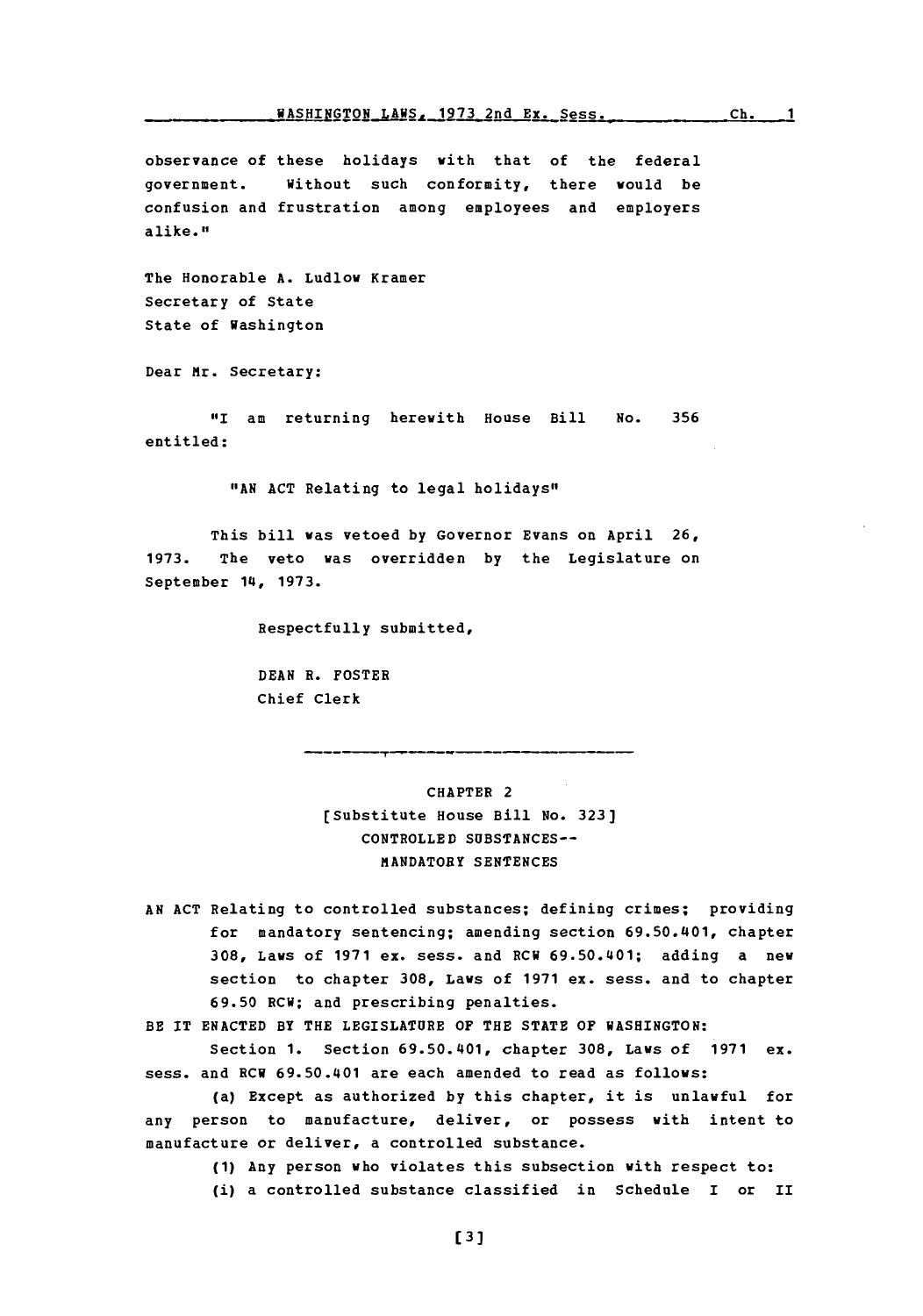observance of these holidays with that of the federal government. Without such conformity, there would be confusion and frustration among employees and employers alike."

The Honorable A. Ludlow Kramer
Secretary of State
State of Washington

Dear Mr. Secretary:

"I am returning herewith House Bill No. 356 entitled:

"AN ACT Relating to legal holidays"

This bill was vetoed by Governor Evans on April 26, 1973. The veto was overridden by the Legislature on September 14, 1973.

Respectfully submitted,

DEAN R. FOSTER
Chief Clerk

---

CHAPTER 2
[Substitute House Bill No. 323]
CONTROLLED SUBSTANCES--
MANDATORY SENTENCES

AN ACT Relating to controlled substances; defining crimes; providing for mandatory sentencing; amending section 69.50.401, chapter 308, Laws of 1971 ex. sess. and RCW 69.50.401; adding a new section to chapter 308, Laws of 1971 ex. sess. and to chapter 69.50 RCW; and prescribing penalties.

BE IT ENACTED BY THE LEGISLATURE OF THE STATE OF WASHINGTON:

Section 1. Section 69.50.401, chapter 308, Laws of 1971 ex. sess. and RCW 69.50.401 are each amended to read as follows:

(a) Except as authorized by this chapter, it is unlawful for any person to manufacture, deliver, or possess with intent to manufacture or deliver, a controlled substance.

(1) Any person who violates this subsection with respect to:

(i) a controlled substance classified in Schedule I or II